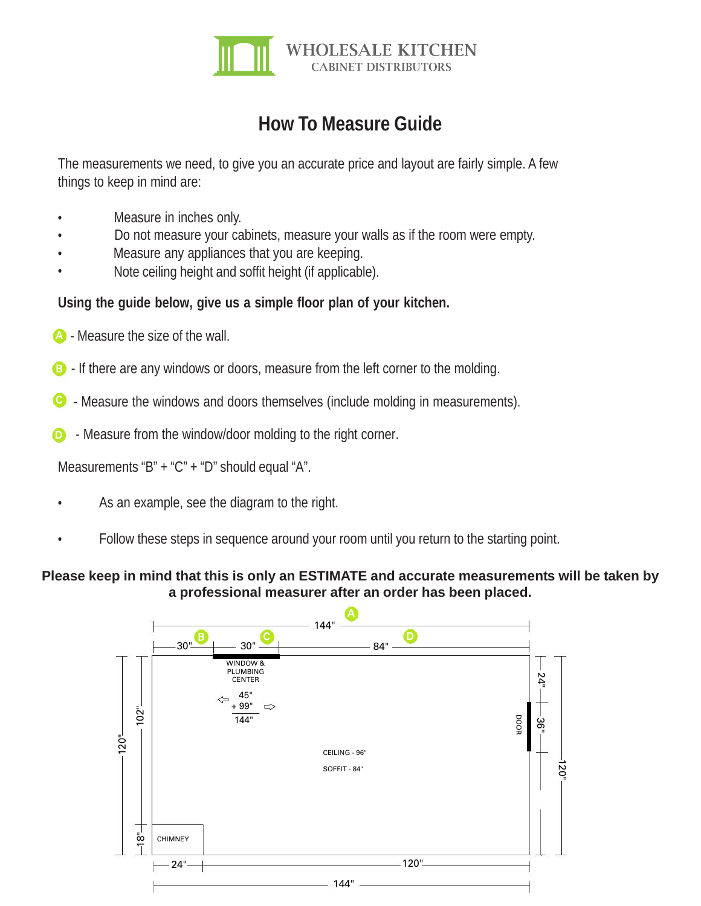WHOLESALE KITCHEN
CABINET DISTRIBUTORS

# How To Measure Guide

The measurements we need, to give you an accurate price and layout are fairly simple. A few things to keep in mind are:

- Measure in inches only.
- Do not measure your cabinets, measure your walls as if the room were empty.
- Measure any appliances that you are keeping.
- Note ceiling height and soffit height (if applicable).

**Using the guide below, give us a simple floor plan of your kitchen.**

A - Measure the size of the wall.

B - If there are any windows or doors, measure from the left corner to the molding.

C - Measure the windows and doors themselves (include molding in measurements).

D - Measure from the window/door molding to the right corner.

Measurements "B" + "C" + "D" should equal "A".

- As an example, see the diagram to the right.
- Follow these steps in sequence around your room until you return to the starting point.

**Please keep in mind that this is only an ESTIMATE and accurate measurements will be taken by a professional measurer after an order has been placed.**

A 144"

B 30" C 30" D 84"

WINDOW & PLUMBING CENTER

45"
+ 99"
144"

CEILING - 96"

SOFFIT - 84"

DOOR

24" 36" 120"

120" 102" 18"

CHIMNEY

24" 120"

144"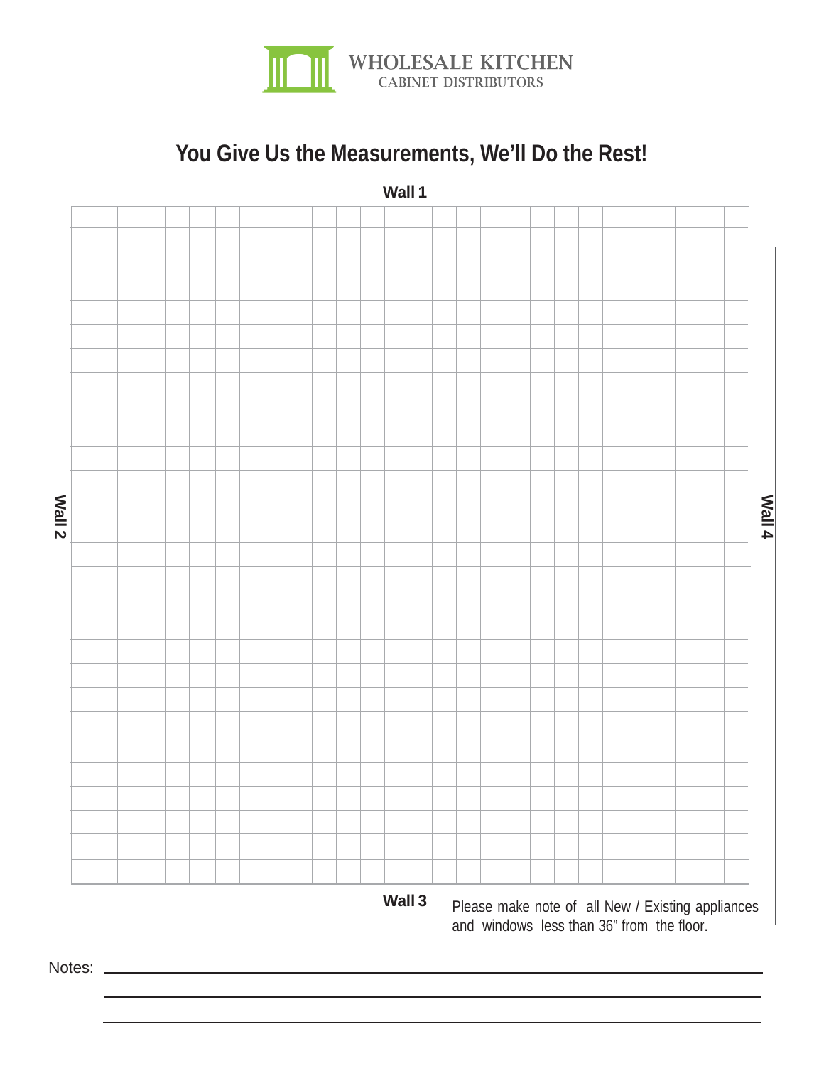WHOLESALE KITCHEN
CABINET DISTRIBUTORS

# You Give Us the Measurements, We'll Do the Rest!

Wall 1

Wall 2

Wall 4

Wall 3

Please make note of all New / Existing appliances and windows less than 36" from the floor.

Notes: \_\_\_\_\_\_\_\_\_\_\_\_\_\_\_\_\_\_\_\_\_\_\_\_\_\_\_\_\_\_\_\_\_\_\_\_\_\_\_\_\_\_\_\_\_\_\_\_\_\_\_\_\_\_\_\_\_\_\_\_\_\_\_\_\_\_\_\_\_\_\_\_\_\_\_\_\_\_